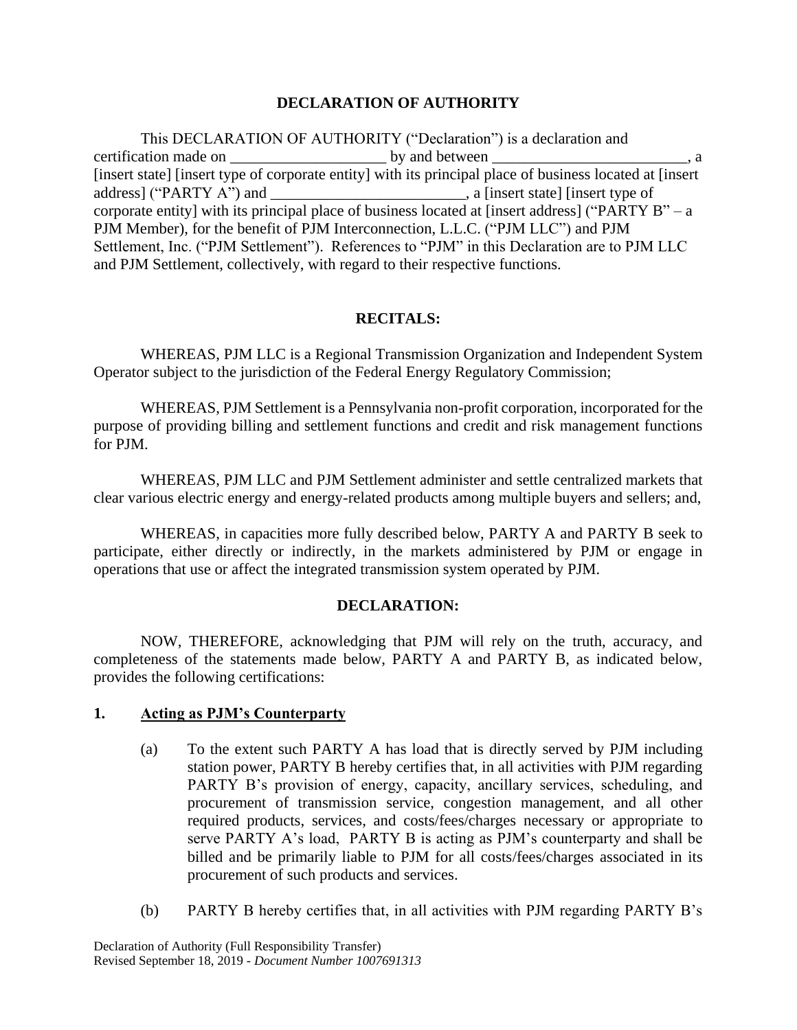# DECLARATION OF AUTHORITY

This DECLARATION OF AUTHORITY ("Declaration") is a declaration and certification made on ____________________ by and between _________________________, a [insert state] [insert type of corporate entity] with its principal place of business located at [insert address] ("PARTY A") and _________________________, a [insert state] [insert type of corporate entity] with its principal place of business located at [insert address] ("PARTY B" – a PJM Member), for the benefit of PJM Interconnection, L.L.C. ("PJM LLC") and PJM Settlement, Inc. ("PJM Settlement"). References to "PJM" in this Declaration are to PJM LLC and PJM Settlement, collectively, with regard to their respective functions.

## RECITALS:

WHEREAS, PJM LLC is a Regional Transmission Organization and Independent System Operator subject to the jurisdiction of the Federal Energy Regulatory Commission;

WHEREAS, PJM Settlement is a Pennsylvania non-profit corporation, incorporated for the purpose of providing billing and settlement functions and credit and risk management functions for PJM.

WHEREAS, PJM LLC and PJM Settlement administer and settle centralized markets that clear various electric energy and energy-related products among multiple buyers and sellers; and,

WHEREAS, in capacities more fully described below, PARTY A and PARTY B seek to participate, either directly or indirectly, in the markets administered by PJM or engage in operations that use or affect the integrated transmission system operated by PJM.

## DECLARATION:

NOW, THEREFORE, acknowledging that PJM will rely on the truth, accuracy, and completeness of the statements made below, PARTY A and PARTY B, as indicated below, provides the following certifications:

**1. Acting as PJM's Counterparty**

(a) To the extent such PARTY A has load that is directly served by PJM including station power, PARTY B hereby certifies that, in all activities with PJM regarding PARTY B's provision of energy, capacity, ancillary services, scheduling, and procurement of transmission service, congestion management, and all other required products, services, and costs/fees/charges necessary or appropriate to serve PARTY A's load, PARTY B is acting as PJM's counterparty and shall be billed and be primarily liable to PJM for all costs/fees/charges associated in its procurement of such products and services.

(b) PARTY B hereby certifies that, in all activities with PJM regarding PARTY B's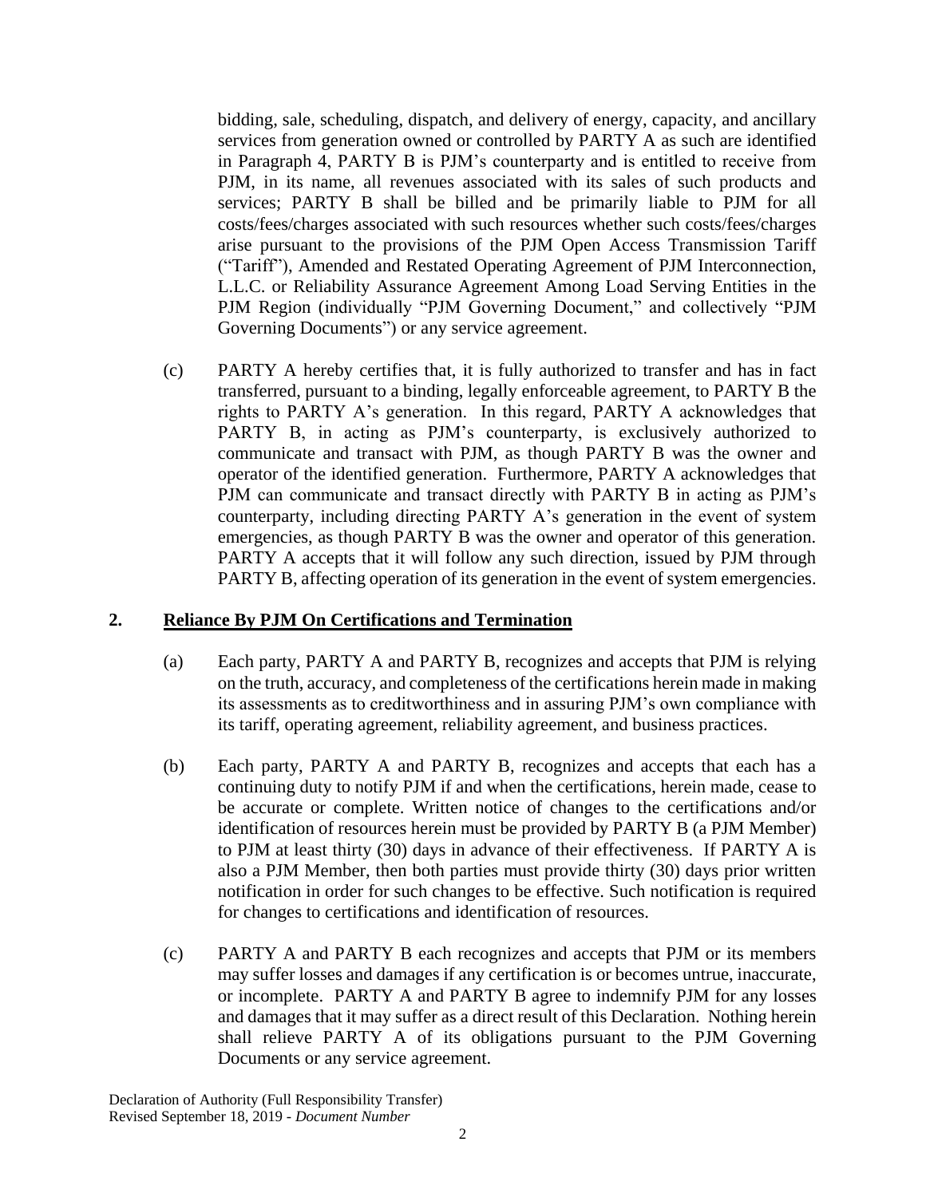bidding, sale, scheduling, dispatch, and delivery of energy, capacity, and ancillary services from generation owned or controlled by PARTY A as such are identified in Paragraph 4, PARTY B is PJM's counterparty and is entitled to receive from PJM, in its name, all revenues associated with its sales of such products and services; PARTY B shall be billed and be primarily liable to PJM for all costs/fees/charges associated with such resources whether such costs/fees/charges arise pursuant to the provisions of the PJM Open Access Transmission Tariff ("Tariff"), Amended and Restated Operating Agreement of PJM Interconnection, L.L.C. or Reliability Assurance Agreement Among Load Serving Entities in the PJM Region (individually "PJM Governing Document," and collectively "PJM Governing Documents") or any service agreement.

(c) PARTY A hereby certifies that, it is fully authorized to transfer and has in fact transferred, pursuant to a binding, legally enforceable agreement, to PARTY B the rights to PARTY A's generation. In this regard, PARTY A acknowledges that PARTY B, in acting as PJM's counterparty, is exclusively authorized to communicate and transact with PJM, as though PARTY B was the owner and operator of the identified generation. Furthermore, PARTY A acknowledges that PJM can communicate and transact directly with PARTY B in acting as PJM's counterparty, including directing PARTY A's generation in the event of system emergencies, as though PARTY B was the owner and operator of this generation. PARTY A accepts that it will follow any such direction, issued by PJM through PARTY B, affecting operation of its generation in the event of system emergencies.

## 2. <u>Reliance By PJM On Certifications and Termination</u>

(a) Each party, PARTY A and PARTY B, recognizes and accepts that PJM is relying on the truth, accuracy, and completeness of the certifications herein made in making its assessments as to creditworthiness and in assuring PJM's own compliance with its tariff, operating agreement, reliability agreement, and business practices.

(b) Each party, PARTY A and PARTY B, recognizes and accepts that each has a continuing duty to notify PJM if and when the certifications, herein made, cease to be accurate or complete. Written notice of changes to the certifications and/or identification of resources herein must be provided by PARTY B (a PJM Member) to PJM at least thirty (30) days in advance of their effectiveness. If PARTY A is also a PJM Member, then both parties must provide thirty (30) days prior written notification in order for such changes to be effective. Such notification is required for changes to certifications and identification of resources.

(c) PARTY A and PARTY B each recognizes and accepts that PJM or its members may suffer losses and damages if any certification is or becomes untrue, inaccurate, or incomplete. PARTY A and PARTY B agree to indemnify PJM for any losses and damages that it may suffer as a direct result of this Declaration. Nothing herein shall relieve PARTY A of its obligations pursuant to the PJM Governing Documents or any service agreement.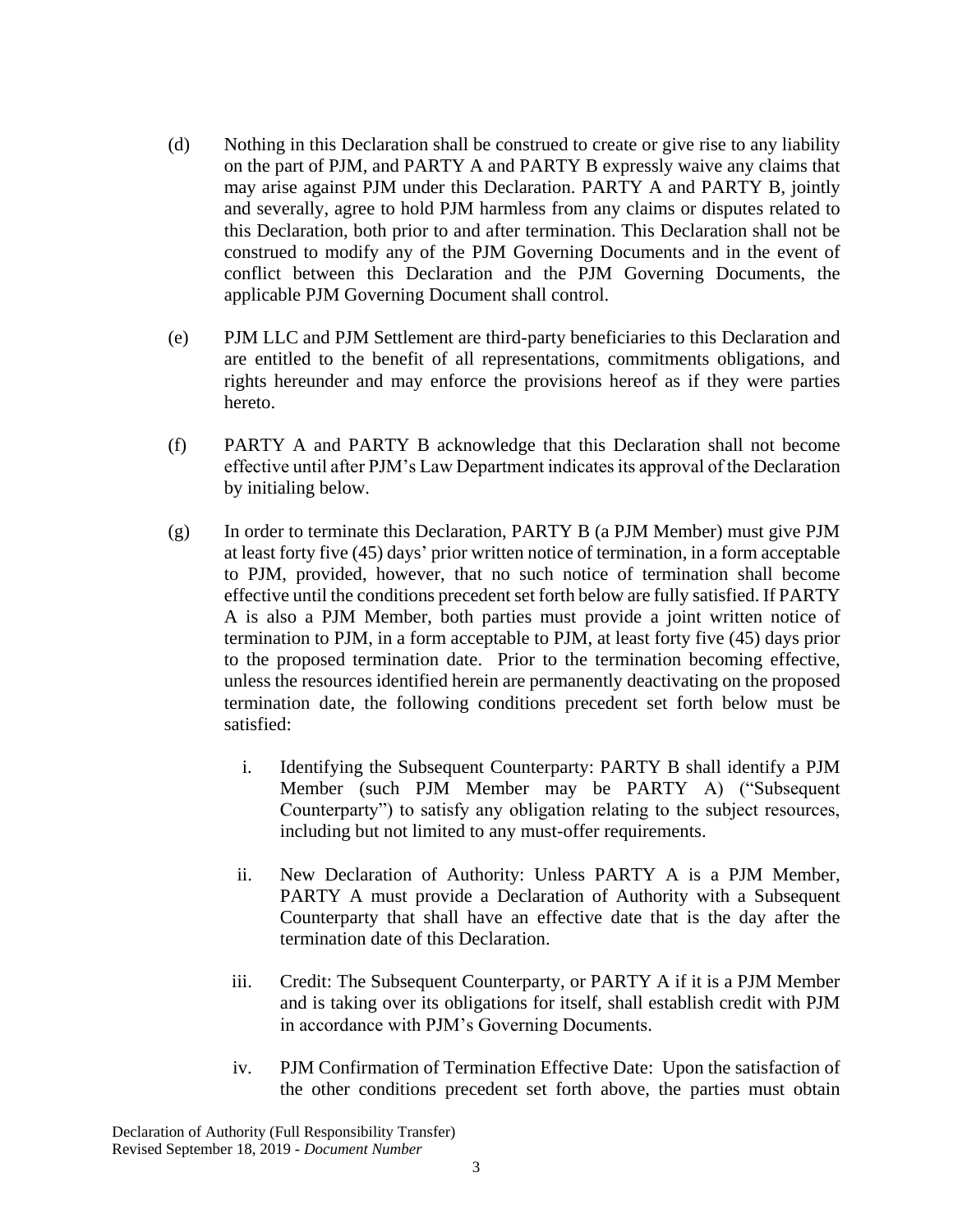(d) Nothing in this Declaration shall be construed to create or give rise to any liability on the part of PJM, and PARTY A and PARTY B expressly waive any claims that may arise against PJM under this Declaration. PARTY A and PARTY B, jointly and severally, agree to hold PJM harmless from any claims or disputes related to this Declaration, both prior to and after termination. This Declaration shall not be construed to modify any of the PJM Governing Documents and in the event of conflict between this Declaration and the PJM Governing Documents, the applicable PJM Governing Document shall control.

(e) PJM LLC and PJM Settlement are third-party beneficiaries to this Declaration and are entitled to the benefit of all representations, commitments obligations, and rights hereunder and may enforce the provisions hereof as if they were parties hereto.

(f) PARTY A and PARTY B acknowledge that this Declaration shall not become effective until after PJM's Law Department indicates its approval of the Declaration by initialing below.

(g) In order to terminate this Declaration, PARTY B (a PJM Member) must give PJM at least forty five (45) days' prior written notice of termination, in a form acceptable to PJM, provided, however, that no such notice of termination shall become effective until the conditions precedent set forth below are fully satisfied. If PARTY A is also a PJM Member, both parties must provide a joint written notice of termination to PJM, in a form acceptable to PJM, at least forty five (45) days prior to the proposed termination date. Prior to the termination becoming effective, unless the resources identified herein are permanently deactivating on the proposed termination date, the following conditions precedent set forth below must be satisfied:

   i. Identifying the Subsequent Counterparty: PARTY B shall identify a PJM Member (such PJM Member may be PARTY A) ("Subsequent Counterparty") to satisfy any obligation relating to the subject resources, including but not limited to any must-offer requirements.

   ii. New Declaration of Authority: Unless PARTY A is a PJM Member, PARTY A must provide a Declaration of Authority with a Subsequent Counterparty that shall have an effective date that is the day after the termination date of this Declaration.

   iii. Credit: The Subsequent Counterparty, or PARTY A if it is a PJM Member and is taking over its obligations for itself, shall establish credit with PJM in accordance with PJM's Governing Documents.

   iv. PJM Confirmation of Termination Effective Date: Upon the satisfaction of the other conditions precedent set forth above, the parties must obtain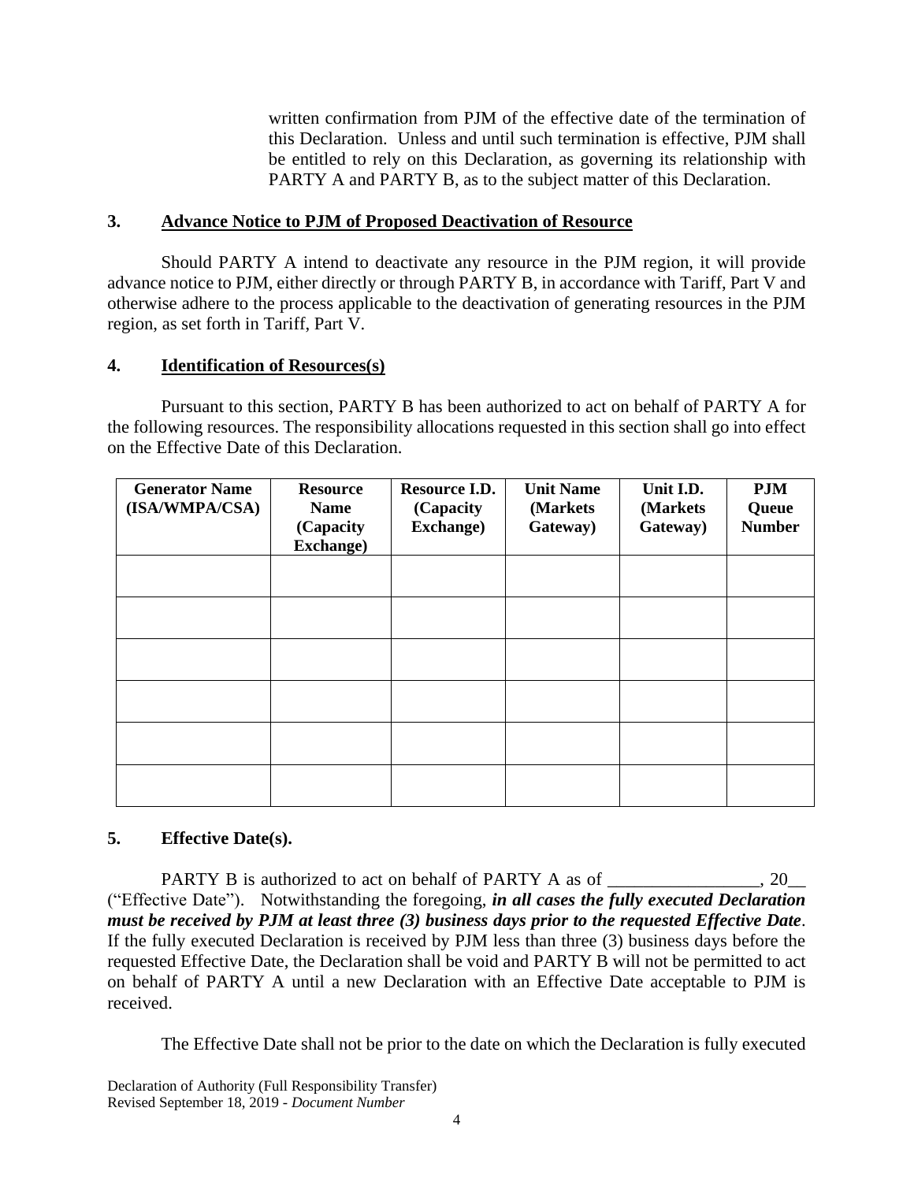written confirmation from PJM of the effective date of the termination of this Declaration. Unless and until such termination is effective, PJM shall be entitled to rely on this Declaration, as governing its relationship with PARTY A and PARTY B, as to the subject matter of this Declaration.

## 3. Advance Notice to PJM of Proposed Deactivation of Resource

Should PARTY A intend to deactivate any resource in the PJM region, it will provide advance notice to PJM, either directly or through PARTY B, in accordance with Tariff, Part V and otherwise adhere to the process applicable to the deactivation of generating resources in the PJM region, as set forth in Tariff, Part V.

## 4. Identification of Resources(s)

Pursuant to this section, PARTY B has been authorized to act on behalf of PARTY A for the following resources. The responsibility allocations requested in this section shall go into effect on the Effective Date of this Declaration.

| Generator Name (ISA/WMPA/CSA) | Resource Name (Capacity Exchange) | Resource I.D. (Capacity Exchange) | Unit Name (Markets Gateway) | Unit I.D. (Markets Gateway) | PJM Queue Number |
|---|---|---|---|---|---|
| | | | | | |
| | | | | | |
| | | | | | |
| | | | | | |
| | | | | | |
| | | | | | |

## 5. Effective Date(s).

PARTY B is authorized to act on behalf of PARTY A as of _________________, 20__ ("Effective Date"). Notwithstanding the foregoing, ***in all cases the fully executed Declaration must be received by PJM at least three (3) business days prior to the requested Effective Date***. If the fully executed Declaration is received by PJM less than three (3) business days before the requested Effective Date, the Declaration shall be void and PARTY B will not be permitted to act on behalf of PARTY A until a new Declaration with an Effective Date acceptable to PJM is received.

The Effective Date shall not be prior to the date on which the Declaration is fully executed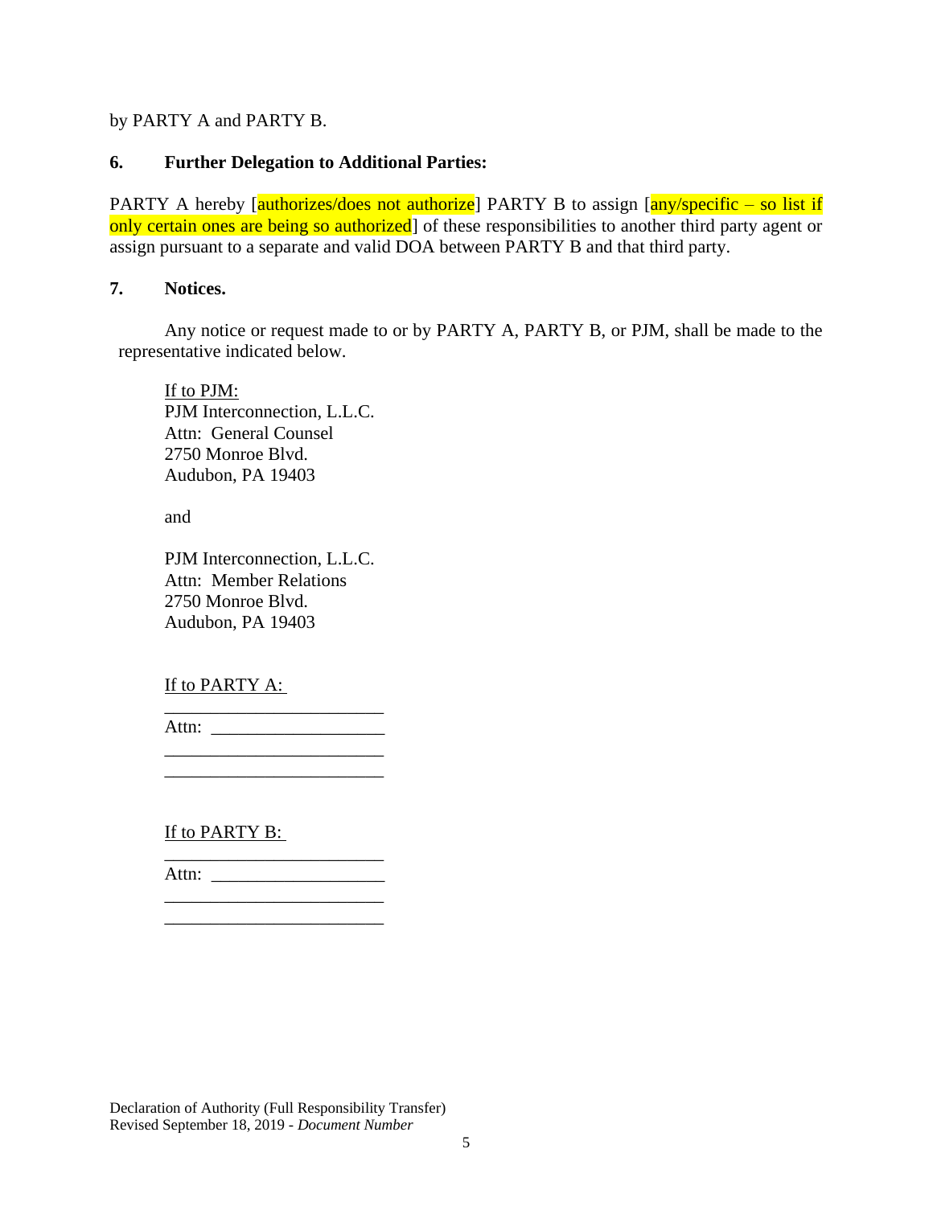by PARTY A and PARTY B.

**6. Further Delegation to Additional Parties:**

PARTY A hereby [authorizes/does not authorize] PARTY B to assign [any/specific – so list if only certain ones are being so authorized] of these responsibilities to another third party agent or assign pursuant to a separate and valid DOA between PARTY B and that third party.

**7. Notices.**

Any notice or request made to or by PARTY A, PARTY B, or PJM, shall be made to the representative indicated below.

If to PJM:
PJM Interconnection, L.L.C.
Attn: General Counsel
2750 Monroe Blvd.
Audubon, PA 19403

and

PJM Interconnection, L.L.C.
Attn: Member Relations
2750 Monroe Blvd.
Audubon, PA 19403

If to PARTY A:
________________________
Attn: __________________
________________________
________________________

If to PARTY B:
________________________
Attn: __________________
________________________
________________________

Declaration of Authority (Full Responsibility Transfer)
Revised September 18, 2019 - *Document Number*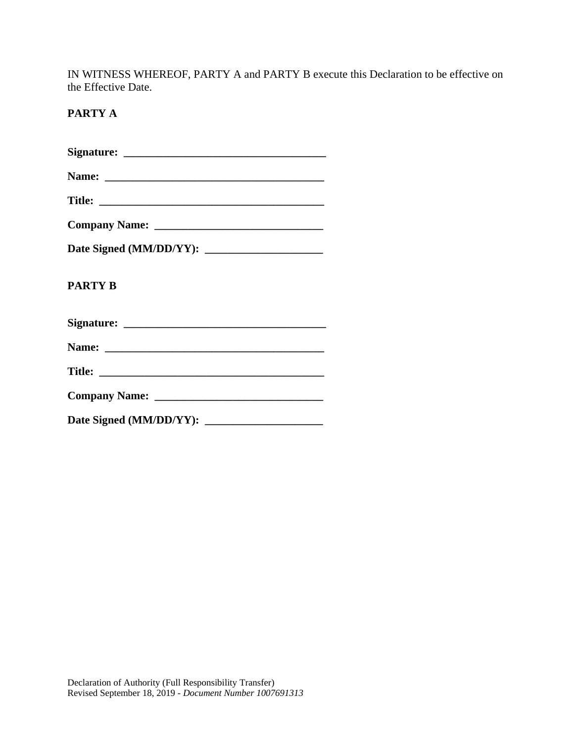IN WITNESS WHEREOF, PARTY A and PARTY B execute this Declaration to be effective on the Effective Date.

**PARTY A**

**Signature: ____________________________________**

**Name: _______________________________________**

**Title: ________________________________________**

**Company Name: _____________________________**

**Date Signed (MM/DD/YY): ____________________**

**PARTY B**

**Signature: ____________________________________**

**Name: _______________________________________**

**Title: ________________________________________**

**Company Name: _____________________________**

**Date Signed (MM/DD/YY): ____________________**